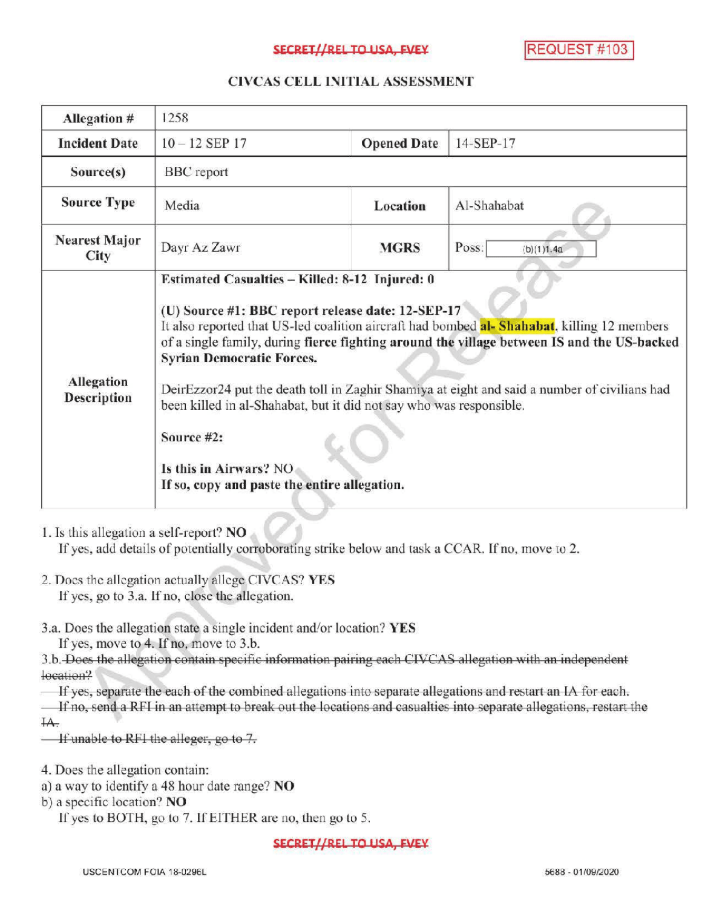SECRET//REL TO USA, FVEY

REQUEST #103

# CIVCAS CELL INITIAL ASSESSMENT

| Allegation # | 1258 | | |
|---|---|---|---|
| Incident Date | 10 – 12 SEP 17 | Opened Date | 14-SEP-17 |
| Source(s) | BBC report | | |
| Source Type | Media | Location | Al-Shahabat |
| Nearest Major City | Dayr Az Zawr | MGRS | Poss: (b)(1)1.4a |
| Allegation Description | **Estimated Casualties – Killed: 8-12 Injured: 0**<br><br>**(U) Source #1: BBC report release date: 12-SEP-17**<br>It also reported that US-led coalition aircraft had bombed **al- Shahabat**, killing 12 members of a single family, during **fierce fighting around the village between IS and the US-backed Syrian Democratic Forces.**<br><br>DeirEzzor24 put the death toll in Zaghir Shamiya at eight and said a number of civilians had been killed in al-Shahabat, but it did not say who was responsible.<br><br>**Source #2:**<br><br>**Is this in Airwars?** NO<br>**If so, copy and paste the entire allegation.** | | |

1. Is this allegation a self-report? **NO**
   If yes, add details of potentially corroborating strike below and task a CCAR. If no, move to 2.

2. Does the allegation actually allege CIVCAS? **YES**
   If yes, go to 3.a. If no, close the allegation.

3.a. Does the allegation state a single incident and/or location? **YES**
   If yes, move to 4. If no, move to 3.b.

3.b. ~~Does the allegation contain specific information pairing each CIVCAS allegation with an independent location?~~
   ~~If yes, separate the each of the combined allegations into separate allegations and restart an IA for each.~~
   ~~If no, send a RFI in an attempt to break out the locations and casualties into separate allegations, restart the IA.~~
   ~~If unable to RFI the alleger, go to 7.~~

4. Does the allegation contain:
a) a way to identify a 48 hour date range? **NO**
b) a specific location? **NO**
   If yes to BOTH, go to 7. If EITHER are no, then go to 5.

SECRET//REL TO USA, FVEY

USCENTCOM FOIA 18-0296L 5688 - 01/09/2020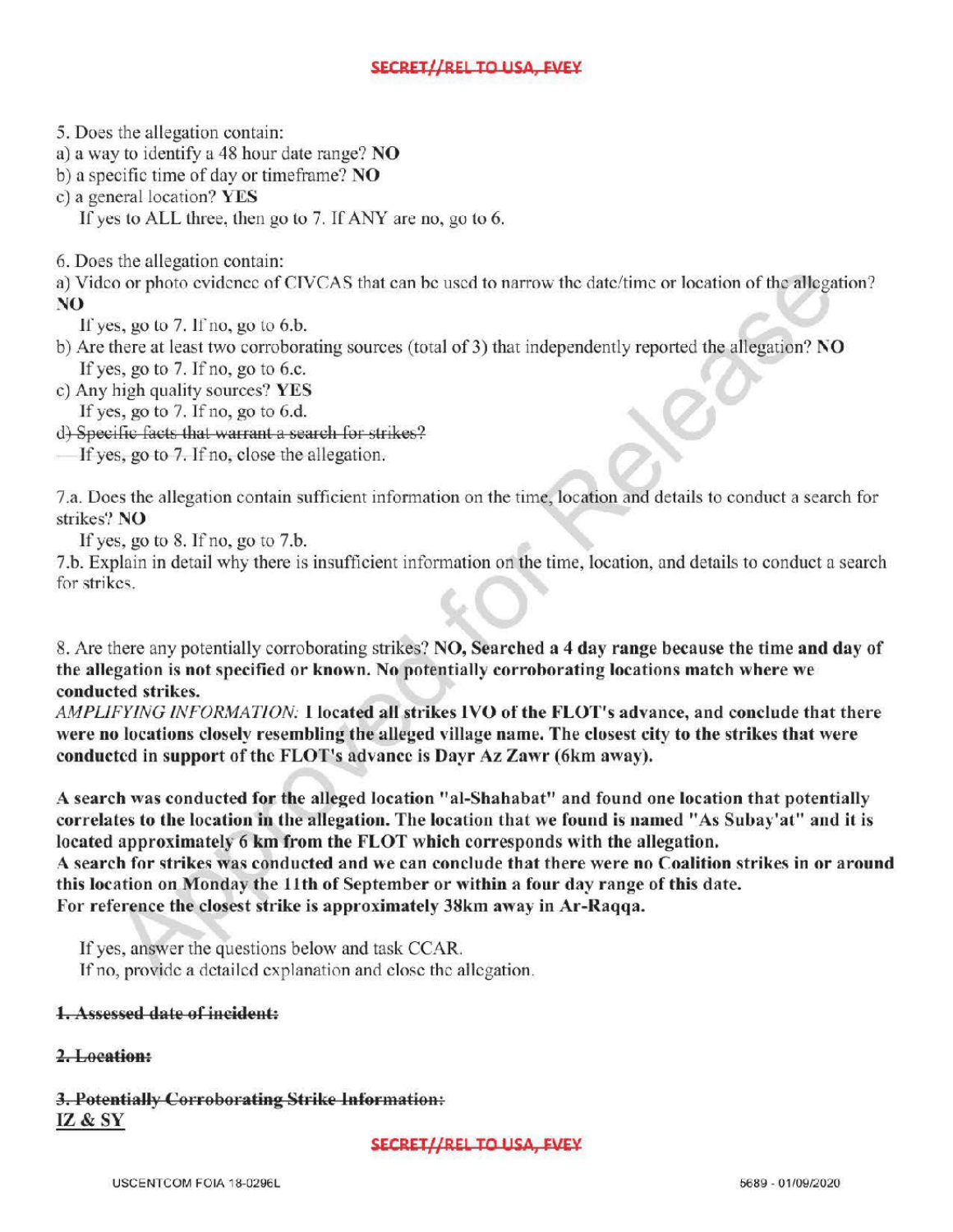5. Does the allegation contain:
a) a way to identify a 48 hour date range? **NO**
b) a specific time of day or timeframe? **NO**
c) a general location? **YES**
If yes to ALL three, then go to 7. If ANY are no, go to 6.

6. Does the allegation contain:
a) Video or photo evidence of CIVCAS that can be used to narrow the date/time or location of the allegation? **NO**
If yes, go to 7. If no, go to 6.b.
b) Are there at least two corroborating sources (total of 3) that independently reported the allegation? **NO**
If yes, go to 7. If no, go to 6.c.
c) Any high quality sources? **YES**
If yes, go to 7. If no, go to 6.d.
~~d) Specific facts that warrant a search for strikes?~~
~~If yes, go to 7. If no, close the allegation.~~

7.a. Does the allegation contain sufficient information on the time, location and details to conduct a search for strikes? **NO**
If yes, go to 8. If no, go to 7.b.
7.b. Explain in detail why there is insufficient information on the time, location, and details to conduct a search for strikes.

8. Are there any potentially corroborating strikes? **NO, Searched a 4 day range because the time and day of the allegation is not specified or known. No potentially corroborating locations match where we conducted strikes.**
*AMPLIFYING INFORMATION:* **I located all strikes IVO of the FLOT's advance, and conclude that there were no locations closely resembling the alleged village name. The closest city to the strikes that were conducted in support of the FLOT's advance is Dayr Az Zawr (6km away).**

**A search was conducted for the alleged location "al-Shahabat" and found one location that potentially correlates to the location in the allegation. The location that we found is named "As Subay'at" and it is located approximately 6 km from the FLOT which corresponds with the allegation.**
**A search for strikes was conducted and we can conclude that there were no Coalition strikes in or around this location on Monday the 11th of September or within a four day range of this date.**
**For reference the closest strike is approximately 38km away in Ar-Raqqa.**

If yes, answer the questions below and task CCAR.
If no, provide a detailed explanation and close the allegation.

~~**1. Assessed date of incident:**~~

~~**2. Location:**~~

~~**3. Potentially Corroborating Strike Information:**~~
**IZ & SY**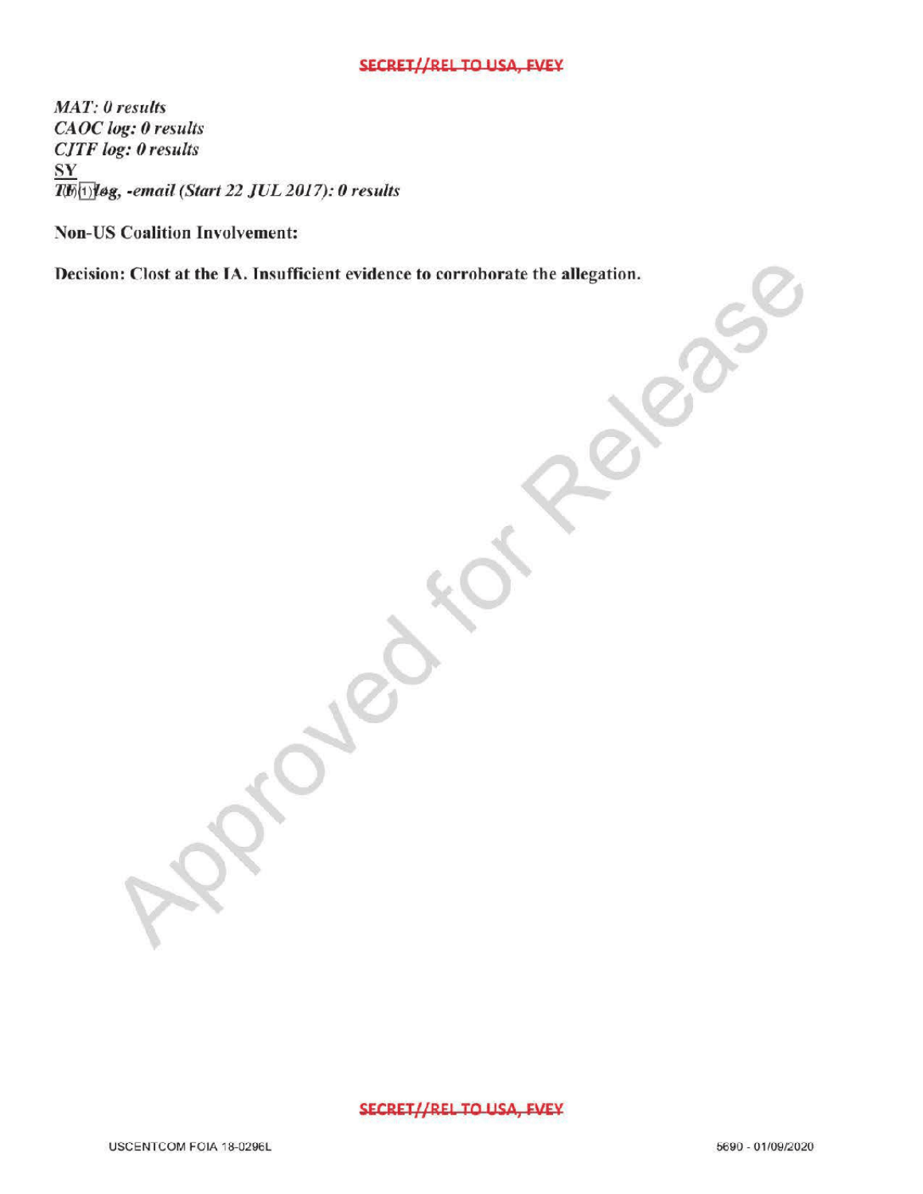*MAT: 0 results*
*CAOC log: 0 results*
*CJTF log: 0 results*
SY
*TF (b)(1) log, -email (Start 22 JUL 2017): 0 results*

**Non-US Coalition Involvement:**

**Decision: Clost at the IA. Insufficient evidence to corroborate the allegation.**